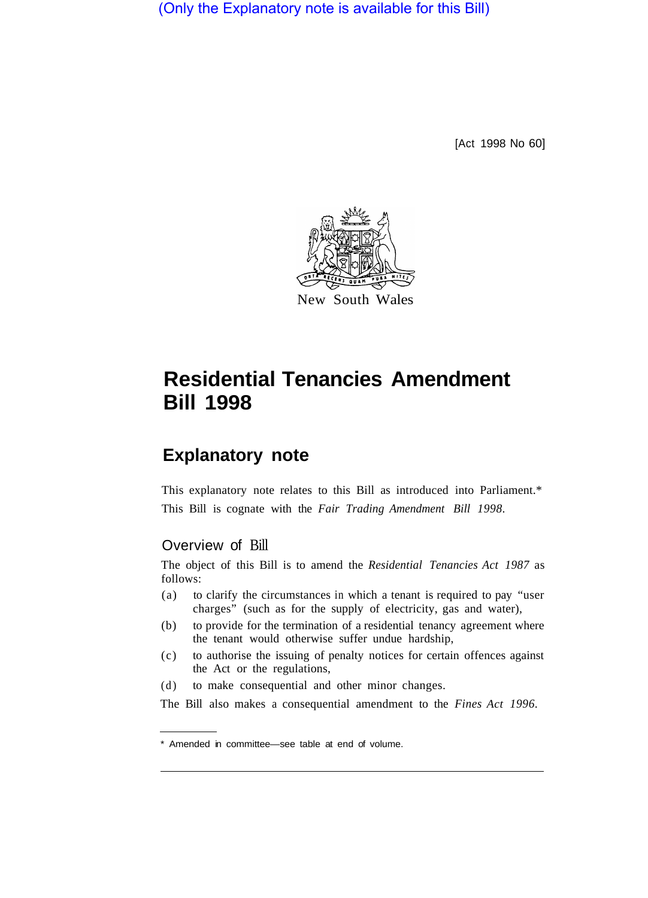(Only the Explanatory note is available for this Bill)

[Act 1998 No 60]

New South Wales

# Residential Tenancies Amendment Bill 1998

## Explanatory note

This explanatory note relates to this Bill as introduced into Parliament.*

This Bill is cognate with the *Fair Trading Amendment Bill 1998*.

### Overview of Bill

The object of this Bill is to amend the *Residential Tenancies Act 1987* as follows:

(a) to clarify the circumstances in which a tenant is required to pay "user charges" (such as for the supply of electricity, gas and water),

(b) to provide for the termination of a residential tenancy agreement where the tenant would otherwise suffer undue hardship,

(c) to authorise the issuing of penalty notices for certain offences against the Act or the regulations,

(d) to make consequential and other minor changes.

The Bill also makes a consequential amendment to the *Fines Act 1996*.

---

* Amended in committee—see table at end of volume.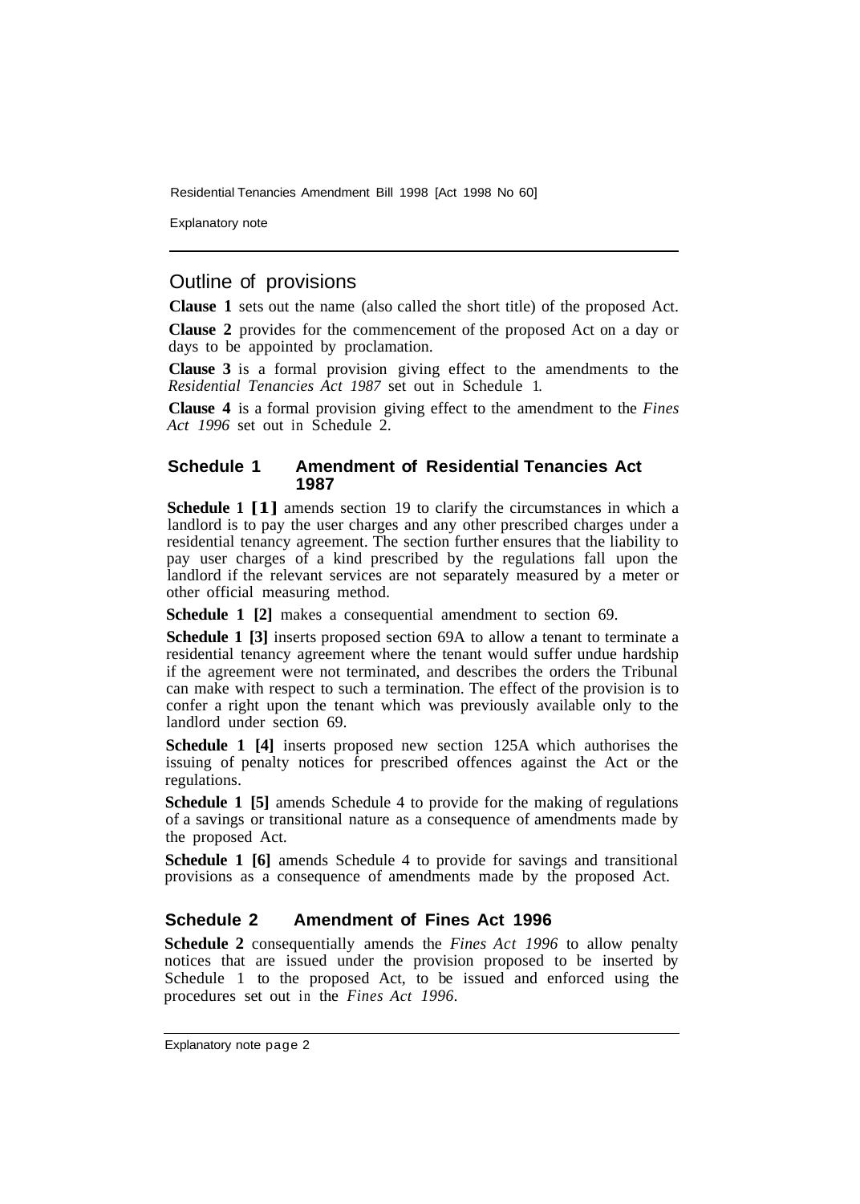## Outline of provisions

**Clause 1** sets out the name (also called the short title) of the proposed Act.

**Clause 2** provides for the commencement of the proposed Act on a day or days to be appointed by proclamation.

**Clause 3** is a formal provision giving effect to the amendments to the *Residential Tenancies Act 1987* set out in Schedule 1.

**Clause 4** is a formal provision giving effect to the amendment to the *Fines Act 1996* set out in Schedule 2.

### Schedule 1 Amendment of Residential Tenancies Act 1987

**Schedule 1 [1]** amends section 19 to clarify the circumstances in which a landlord is to pay the user charges and any other prescribed charges under a residential tenancy agreement. The section further ensures that the liability to pay user charges of a kind prescribed by the regulations fall upon the landlord if the relevant services are not separately measured by a meter or other official measuring method.

**Schedule 1 [2]** makes a consequential amendment to section 69.

**Schedule 1 [3]** inserts proposed section 69A to allow a tenant to terminate a residential tenancy agreement where the tenant would suffer undue hardship if the agreement were not terminated, and describes the orders the Tribunal can make with respect to such a termination. The effect of the provision is to confer a right upon the tenant which was previously available only to the landlord under section 69.

**Schedule 1 [4]** inserts proposed new section 125A which authorises the issuing of penalty notices for prescribed offences against the Act or the regulations.

**Schedule 1 [5]** amends Schedule 4 to provide for the making of regulations of a savings or transitional nature as a consequence of amendments made by the proposed Act.

**Schedule 1 [6]** amends Schedule 4 to provide for savings and transitional provisions as a consequence of amendments made by the proposed Act.

### Schedule 2 Amendment of Fines Act 1996

**Schedule 2** consequentially amends the *Fines Act 1996* to allow penalty notices that are issued under the provision proposed to be inserted by Schedule 1 to the proposed Act, to be issued and enforced using the procedures set out in the *Fines Act 1996*.